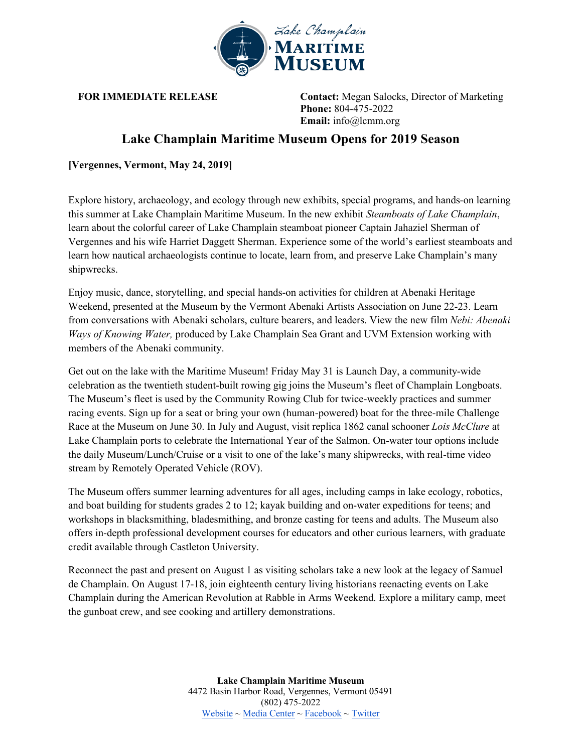**FOR IMMEDIATE RELEASE**

**Contact:** Megan Salocks, Director of Marketing
**Phone:** 804-475-2022
**Email:** info@lcmm.org

# Lake Champlain Maritime Museum Opens for 2019 Season

**[Vergennes, Vermont, May 24, 2019]**

Explore history, archaeology, and ecology through new exhibits, special programs, and hands-on learning this summer at Lake Champlain Maritime Museum. In the new exhibit *Steamboats of Lake Champlain*, learn about the colorful career of Lake Champlain steamboat pioneer Captain Jahaziel Sherman of Vergennes and his wife Harriet Daggett Sherman. Experience some of the world's earliest steamboats and learn how nautical archaeologists continue to locate, learn from, and preserve Lake Champlain's many shipwrecks.

Enjoy music, dance, storytelling, and special hands-on activities for children at Abenaki Heritage Weekend, presented at the Museum by the Vermont Abenaki Artists Association on June 22-23. Learn from conversations with Abenaki scholars, culture bearers, and leaders. View the new film *Nebi: Abenaki Ways of Knowing Water,* produced by Lake Champlain Sea Grant and UVM Extension working with members of the Abenaki community.

Get out on the lake with the Maritime Museum! Friday May 31 is Launch Day, a community-wide celebration as the twentieth student-built rowing gig joins the Museum's fleet of Champlain Longboats. The Museum's fleet is used by the Community Rowing Club for twice-weekly practices and summer racing events. Sign up for a seat or bring your own (human-powered) boat for the three-mile Challenge Race at the Museum on June 30. In July and August, visit replica 1862 canal schooner *Lois McClure* at Lake Champlain ports to celebrate the International Year of the Salmon. On-water tour options include the daily Museum/Lunch/Cruise or a visit to one of the lake's many shipwrecks, with real-time video stream by Remotely Operated Vehicle (ROV).

The Museum offers summer learning adventures for all ages, including camps in lake ecology, robotics, and boat building for students grades 2 to 12; kayak building and on-water expeditions for teens; and workshops in blacksmithing, bladesmithing, and bronze casting for teens and adults. The Museum also offers in-depth professional development courses for educators and other curious learners, with graduate credit available through Castleton University.

Reconnect the past and present on August 1 as visiting scholars take a new look at the legacy of Samuel de Champlain. On August 17-18, join eighteenth century living historians reenacting events on Lake Champlain during the American Revolution at Rabble in Arms Weekend. Explore a military camp, meet the gunboat crew, and see cooking and artillery demonstrations.

**Lake Champlain Maritime Museum**
4472 Basin Harbor Road, Vergennes, Vermont 05491
(802) 475-2022
Website ~ Media Center ~ Facebook ~ Twitter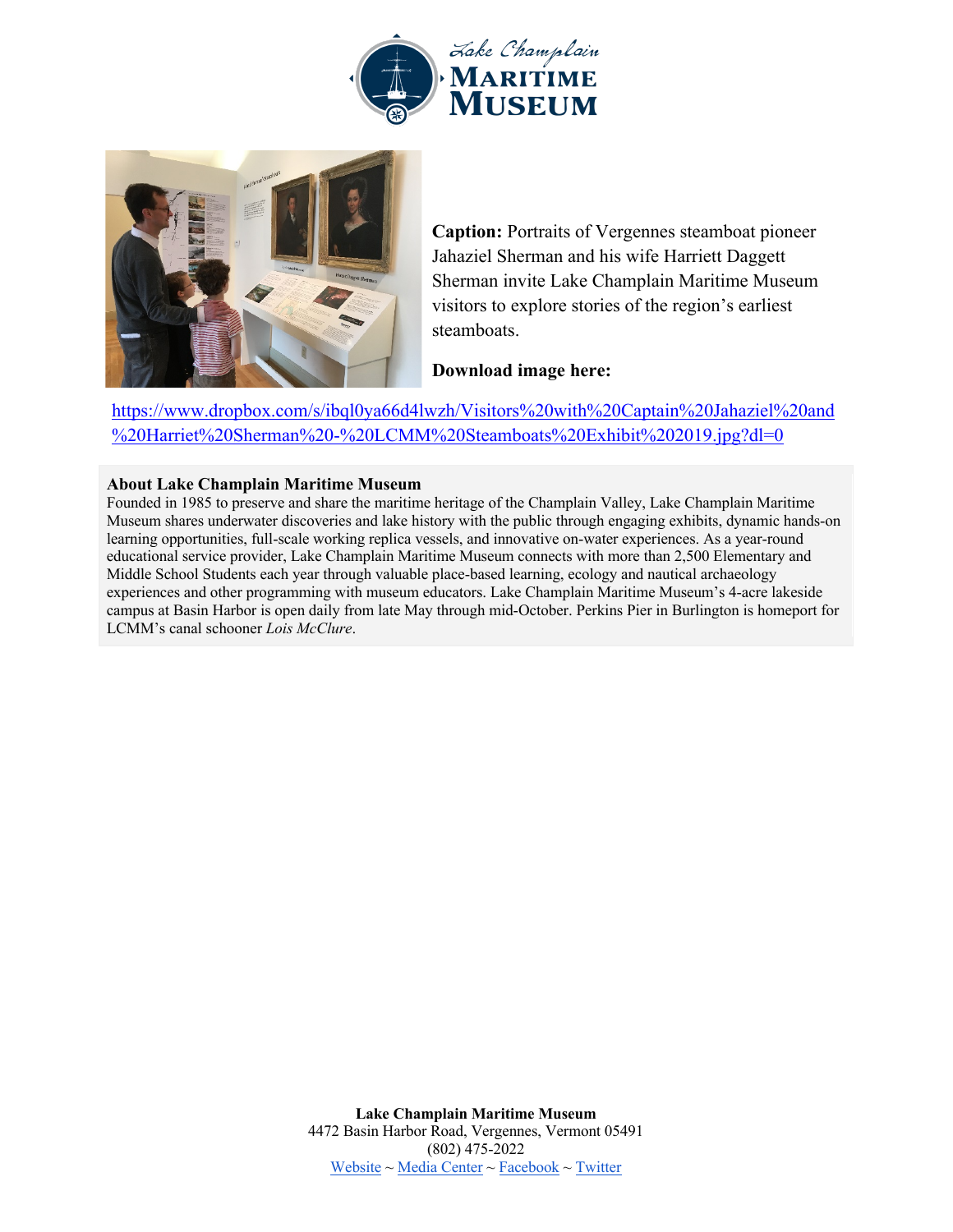**Caption:** Portraits of Vergennes steamboat pioneer Jahaziel Sherman and his wife Harriett Daggett Sherman invite Lake Champlain Maritime Museum visitors to explore stories of the region's earliest steamboats.

**Download image here:**

https://www.dropbox.com/s/ibql0ya66d4lwzh/Visitors%20with%20Captain%20Jahaziel%20and%20Harriet%20Sherman%20-%20LCMM%20Steamboats%20Exhibit%202019.jpg?dl=0

**About Lake Champlain Maritime Museum**

Founded in 1985 to preserve and share the maritime heritage of the Champlain Valley, Lake Champlain Maritime Museum shares underwater discoveries and lake history with the public through engaging exhibits, dynamic hands-on learning opportunities, full-scale working replica vessels, and innovative on-water experiences. As a year-round educational service provider, Lake Champlain Maritime Museum connects with more than 2,500 Elementary and Middle School Students each year through valuable place-based learning, ecology and nautical archaeology experiences and other programming with museum educators. Lake Champlain Maritime Museum's 4-acre lakeside campus at Basin Harbor is open daily from late May through mid-October. Perkins Pier in Burlington is homeport for LCMM's canal schooner *Lois McClure*.

**Lake Champlain Maritime Museum**
4472 Basin Harbor Road, Vergennes, Vermont 05491
(802) 475-2022
Website ~ Media Center ~ Facebook ~ Twitter